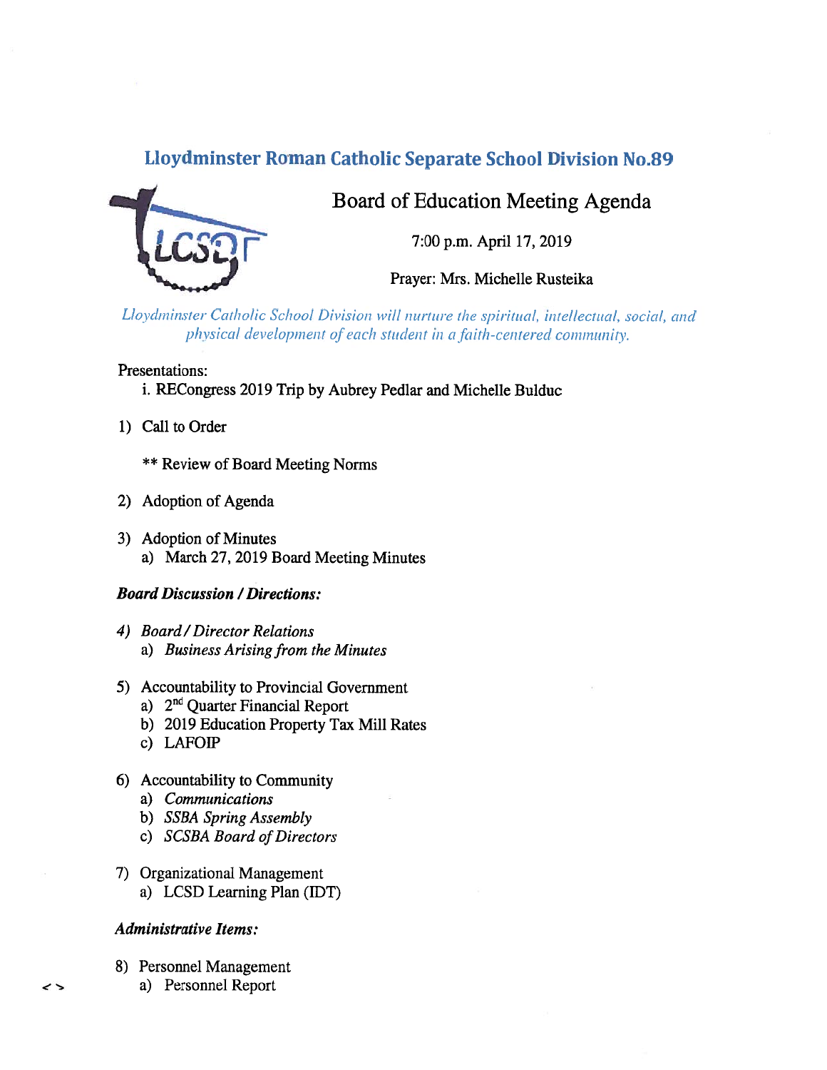# Lloydminster Roman Catholic Separate School Division No.89

## Board of Education Meeting Agenda

7:00 p.m. April 17, 2019

Prayer: Mrs. Michelle Rusteika

*Lloydminster Catholic School Division will nurture the spiritual, intellectual, social, and physical development of each student in a faith-centered community.*

Presentations:

i. RECongress 2019 Trip by Aubrey Pedlar and Michelle Bulduc

1) Call to Order

   ** Review of Board Meeting Norms

2) Adoption of Agenda

3) Adoption of Minutes
   a) March 27, 2019 Board Meeting Minutes

***Board Discussion / Directions:***

4) *Board / Director Relations*
   a) *Business Arising from the Minutes*

5) Accountability to Provincial Government
   a) 2nd Quarter Financial Report
   b) 2019 Education Property Tax Mill Rates
   c) LAFOIP

6) Accountability to Community
   a) *Communications*
   b) *SSBA Spring Assembly*
   c) *SCSBA Board of Directors*

7) Organizational Management
   a) LCSD Learning Plan (IDT)

***Administrative Items:***

8) Personnel Management
   a) Personnel Report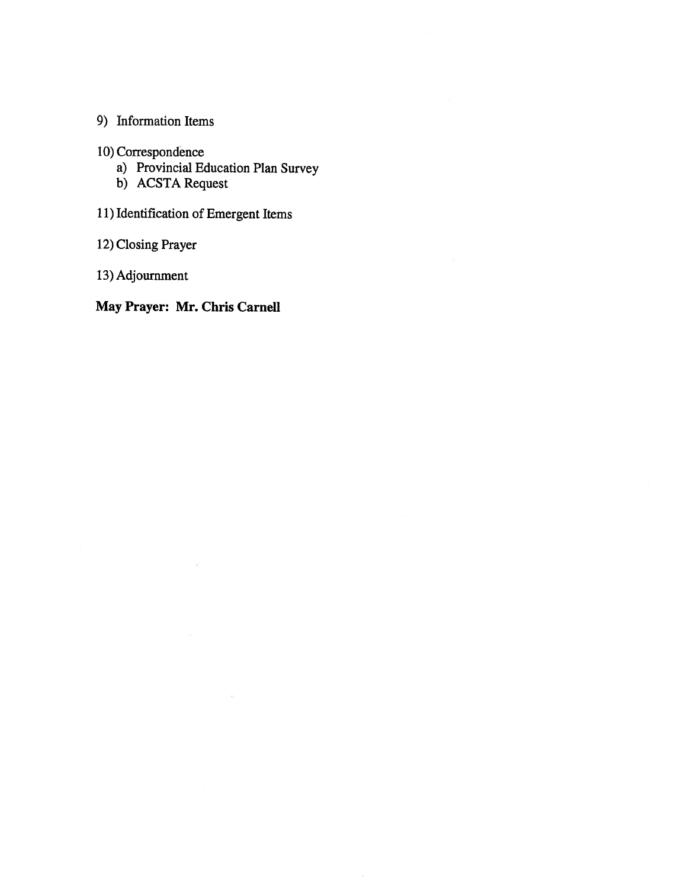9) Information Items

10) Correspondence
    a) Provincial Education Plan Survey
    b) ACSTA Request

11) Identification of Emergent Items

12) Closing Prayer

13) Adjournment

**May Prayer: Mr. Chris Carnell**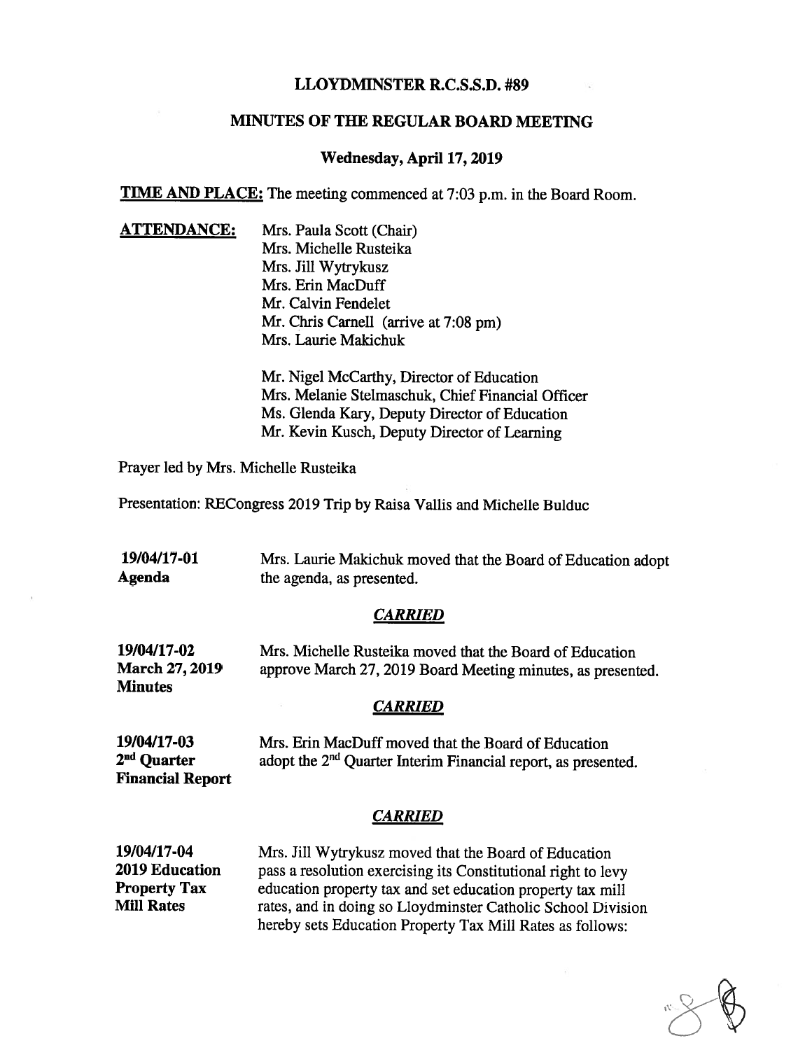## LLOYDMINSTER R.C.S.S.D. #89

## MINUTES OF THE REGULAR BOARD MEETING

### Wednesday, April 17, 2019

**TIME AND PLACE:** The meeting commenced at 7:03 p.m. in the Board Room.

**ATTENDANCE:**

Mrs. Paula Scott (Chair)
Mrs. Michelle Rusteika
Mrs. Jill Wytrykusz
Mrs. Erin MacDuff
Mr. Calvin Fendelet
Mr. Chris Carnell (arrive at 7:08 pm)
Mrs. Laurie Makichuk

Mr. Nigel McCarthy, Director of Education
Mrs. Melanie Stelmaschuk, Chief Financial Officer
Ms. Glenda Kary, Deputy Director of Education
Mr. Kevin Kusch, Deputy Director of Learning

Prayer led by Mrs. Michelle Rusteika

Presentation: RECongress 2019 Trip by Raisa Vallis and Michelle Bulduc

**19/04/17-01**
**Agenda**

Mrs. Laurie Makichuk moved that the Board of Education adopt the agenda, as presented.

***CARRIED***

**19/04/17-02**
**March 27, 2019 Minutes**

Mrs. Michelle Rusteika moved that the Board of Education approve March 27, 2019 Board Meeting minutes, as presented.

***CARRIED***

**19/04/17-03**
**2nd Quarter Financial Report**

Mrs. Erin MacDuff moved that the Board of Education adopt the 2nd Quarter Interim Financial report, as presented.

***CARRIED***

**19/04/17-04**
**2019 Education Property Tax Mill Rates**

Mrs. Jill Wytrykusz moved that the Board of Education pass a resolution exercising its Constitutional right to levy education property tax and set education property tax mill rates, and in doing so Lloydminster Catholic School Division hereby sets Education Property Tax Mill Rates as follows: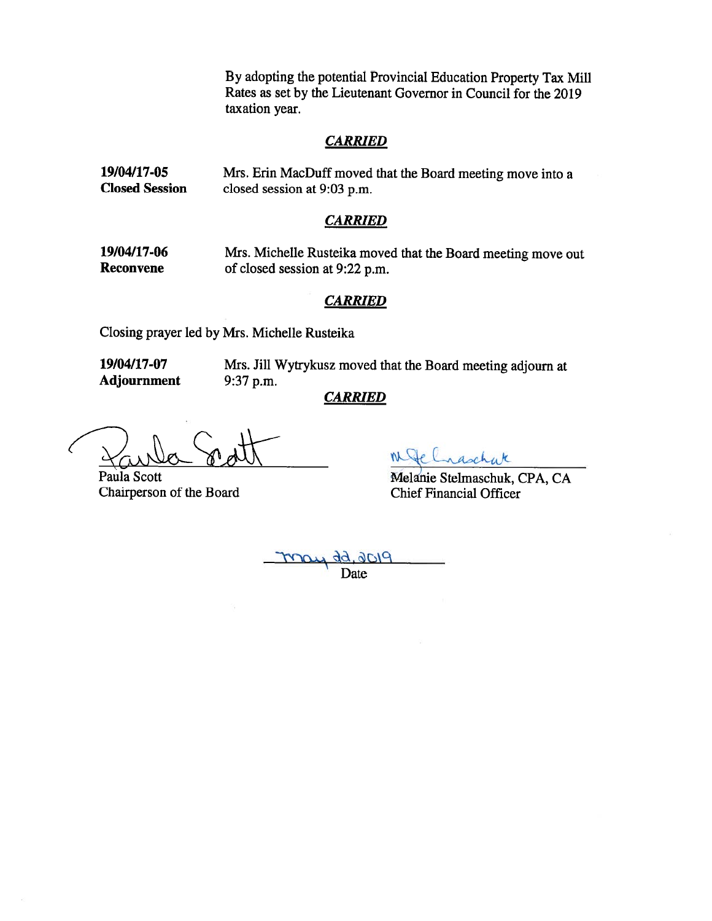By adopting the potential Provincial Education Property Tax Mill Rates as set by the Lieutenant Governor in Council for the 2019 taxation year.

***CARRIED***

**19/04/17-05**
**Closed Session**

Mrs. Erin MacDuff moved that the Board meeting move into a closed session at 9:03 p.m.

***CARRIED***

**19/04/17-06**
**Reconvene**

Mrs. Michelle Rusteika moved that the Board meeting move out of closed session at 9:22 p.m.

***CARRIED***

Closing prayer led by Mrs. Michelle Rusteika

**19/04/17-07**
**Adjournment**

Mrs. Jill Wytrykusz moved that the Board meeting adjourn at 9:37 p.m.

***CARRIED***

Paula Scott
Chairperson of the Board

Melanie Stelmaschuk, CPA, CA
Chief Financial Officer

May 22, 2019
Date